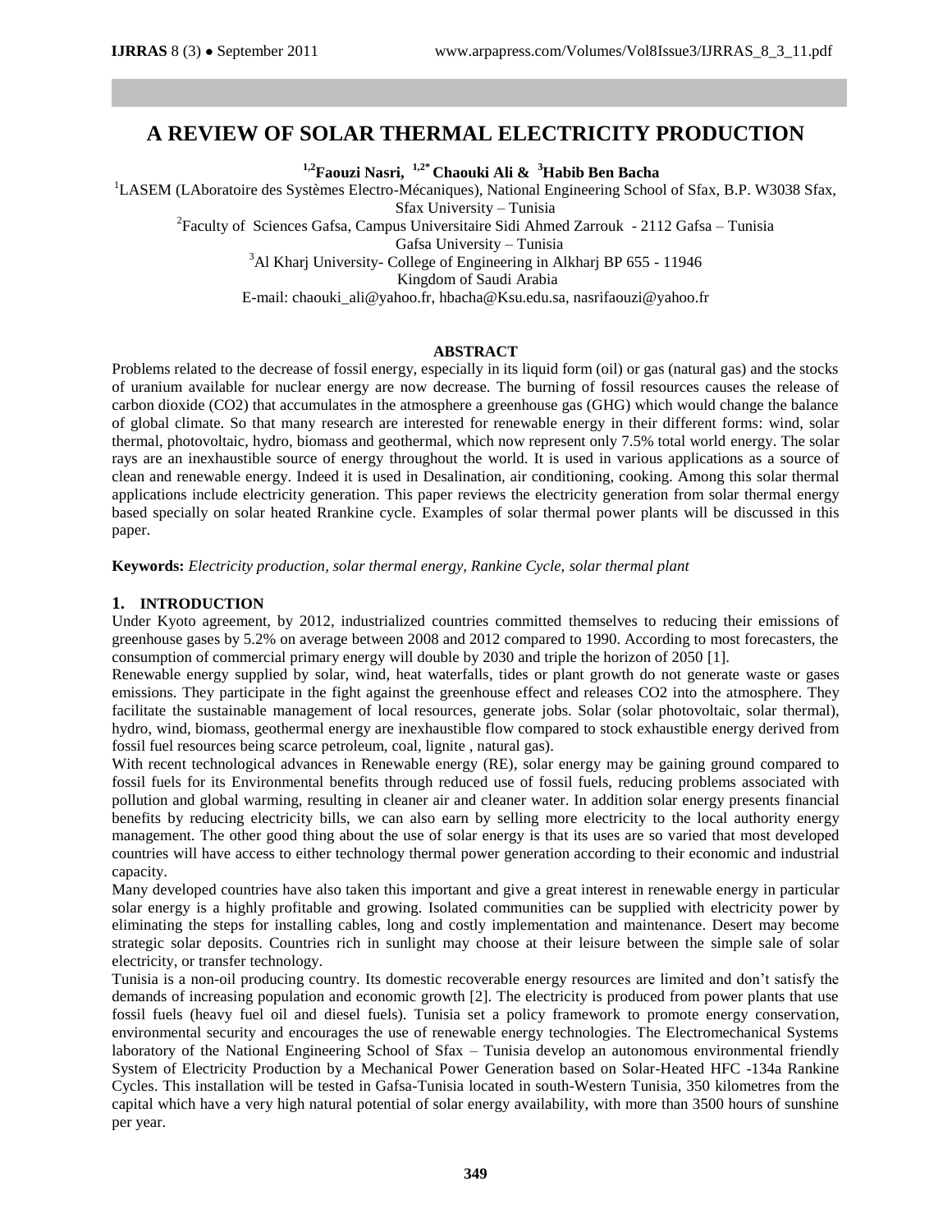# A REVIEW OF SOLAR THERMAL ELECTRICITY PRODUCTION

**[1,2]Faouzi Nasri, [1,2*] Chaouki Ali & [3]Habib Ben Bacha**

[1]LASEM (LAboratoire des Systèmes Electro-Mécaniques), National Engineering School of Sfax, B.P. W3038 Sfax, Sfax University – Tunisia

[2]Faculty of Sciences Gafsa, Campus Universitaire Sidi Ahmed Zarrouk - 2112 Gafsa – Tunisia
Gafsa University – Tunisia

[3]Al Kharj University- College of Engineering in Alkharj BP 655 - 11946
Kingdom of Saudi Arabia

E-mail: chaouki_ali@yahoo.fr, hbacha@Ksu.edu.sa, nasrifaouzi@yahoo.fr

## ABSTRACT

Problems related to the decrease of fossil energy, especially in its liquid form (oil) or gas (natural gas) and the stocks of uranium available for nuclear energy are now decrease. The burning of fossil resources causes the release of carbon dioxide ($CO_2$) that accumulates in the atmosphere a greenhouse gas (GHG) which would change the balance of global climate. So that many research are interested for renewable energy in their different forms: wind, solar thermal, photovoltaic, hydro, biomass and geothermal, which now represent only 7.5% total world energy. The solar rays are an inexhaustible source of energy throughout the world. It is used in various applications as a source of clean and renewable energy. Indeed it is used in Desalination, air conditioning, cooking. Among this solar thermal applications include electricity generation. This paper reviews the electricity generation from solar thermal energy based specially on solar heated Rrankine cycle. Examples of solar thermal power plants will be discussed in this paper.

**Keywords:** *Electricity production, solar thermal energy, Rankine Cycle, solar thermal plant*

## 1. INTRODUCTION

Under Kyoto agreement, by 2012, industrialized countries committed themselves to reducing their emissions of greenhouse gases by 5.2% on average between 2008 and 2012 compared to 1990. According to most forecasters, the consumption of commercial primary energy will double by 2030 and triple the horizon of 2050 [1].

Renewable energy supplied by solar, wind, heat waterfalls, tides or plant growth do not generate waste or gases emissions. They participate in the fight against the greenhouse effect and releases $CO_2$ into the atmosphere. They facilitate the sustainable management of local resources, generate jobs. Solar (solar photovoltaic, solar thermal), hydro, wind, biomass, geothermal energy are inexhaustible flow compared to stock exhaustible energy derived from fossil fuel resources being scarce petroleum, coal, lignite , natural gas).

With recent technological advances in Renewable energy (RE), solar energy may be gaining ground compared to fossil fuels for its Environmental benefits through reduced use of fossil fuels, reducing problems associated with pollution and global warming, resulting in cleaner air and cleaner water. In addition solar energy presents financial benefits by reducing electricity bills, we can also earn by selling more electricity to the local authority energy management. The other good thing about the use of solar energy is that its uses are so varied that most developed countries will have access to either technology thermal power generation according to their economic and industrial capacity.

Many developed countries have also taken this important and give a great interest in renewable energy in particular solar energy is a highly profitable and growing. Isolated communities can be supplied with electricity power by eliminating the steps for installing cables, long and costly implementation and maintenance. Desert may become strategic solar deposits. Countries rich in sunlight may choose at their leisure between the simple sale of solar electricity, or transfer technology.

Tunisia is a non-oil producing country. Its domestic recoverable energy resources are limited and don't satisfy the demands of increasing population and economic growth [2]. The electricity is produced from power plants that use fossil fuels (heavy fuel oil and diesel fuels). Tunisia set a policy framework to promote energy conservation, environmental security and encourages the use of renewable energy technologies. The Electromechanical Systems laboratory of the National Engineering School of Sfax – Tunisia develop an autonomous environmental friendly System of Electricity Production by a Mechanical Power Generation based on Solar-Heated HFC -134a Rankine Cycles. This installation will be tested in Gafsa-Tunisia located in south-Western Tunisia, 350 kilometres from the capital which have a very high natural potential of solar energy availability, with more than 3500 hours of sunshine per year.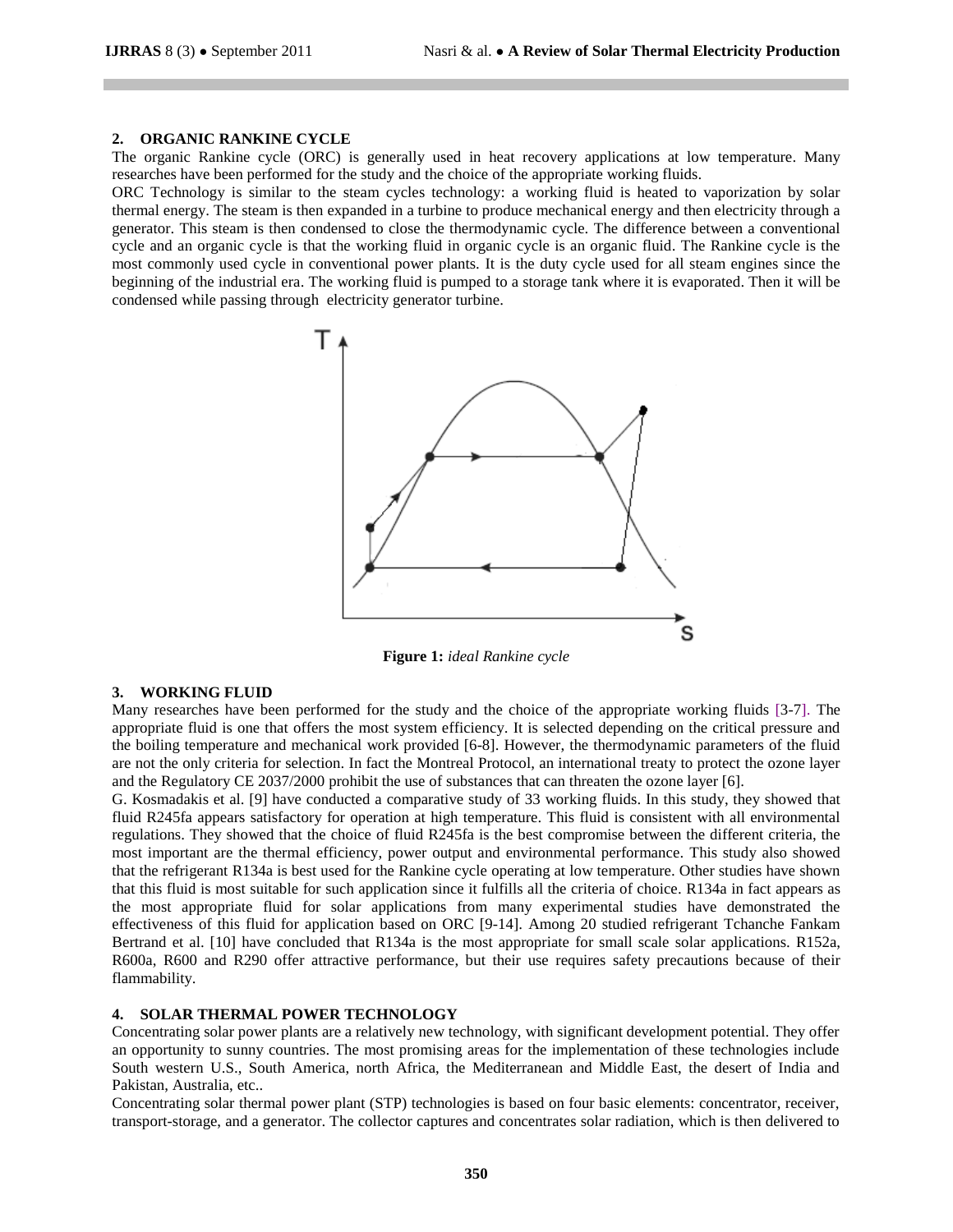## 2. ORGANIC RANKINE CYCLE

The organic Rankine cycle (ORC) is generally used in heat recovery applications at low temperature. Many researches have been performed for the study and the choice of the appropriate working fluids.

ORC Technology is similar to the steam cycles technology: a working fluid is heated to vaporization by solar thermal energy. The steam is then expanded in a turbine to produce mechanical energy and then electricity through a generator. This steam is then condensed to close the thermodynamic cycle. The difference between a conventional cycle and an organic cycle is that the working fluid in organic cycle is an organic fluid. The Rankine cycle is the most commonly used cycle in conventional power plants. It is the duty cycle used for all steam engines since the beginning of the industrial era. The working fluid is pumped to a storage tank where it is evaporated. Then it will be condensed while passing through electricity generator turbine.

**Figure 1:** *ideal Rankine cycle*

## 3. WORKING FLUID

Many researches have been performed for the study and the choice of the appropriate working fluids [3-7]. The appropriate fluid is one that offers the most system efficiency. It is selected depending on the critical pressure and the boiling temperature and mechanical work provided [6-8]. However, the thermodynamic parameters of the fluid are not the only criteria for selection. In fact the Montreal Protocol, an international treaty to protect the ozone layer and the Regulatory CE 2037/2000 prohibit the use of substances that can threaten the ozone layer [6].

G. Kosmadakis et al. [9] have conducted a comparative study of 33 working fluids. In this study, they showed that fluid R245fa appears satisfactory for operation at high temperature. This fluid is consistent with all environmental regulations. They showed that the choice of fluid R245fa is the best compromise between the different criteria, the most important are the thermal efficiency, power output and environmental performance. This study also showed that the refrigerant R134a is best used for the Rankine cycle operating at low temperature. Other studies have shown that this fluid is most suitable for such application since it fulfills all the criteria of choice. R134a in fact appears as the most appropriate fluid for solar applications from many experimental studies have demonstrated the effectiveness of this fluid for application based on ORC [9-14]. Among 20 studied refrigerant Tchanche Fankam Bertrand et al. [10] have concluded that R134a is the most appropriate for small scale solar applications. R152a, R600a, R600 and R290 offer attractive performance, but their use requires safety precautions because of their flammability.

## 4. SOLAR THERMAL POWER TECHNOLOGY

Concentrating solar power plants are a relatively new technology, with significant development potential. They offer an opportunity to sunny countries. The most promising areas for the implementation of these technologies include South western U.S., South America, north Africa, the Mediterranean and Middle East, the desert of India and Pakistan, Australia, etc..

Concentrating solar thermal power plant (STP) technologies is based on four basic elements: concentrator, receiver, transport-storage, and a generator. The collector captures and concentrates solar radiation, which is then delivered to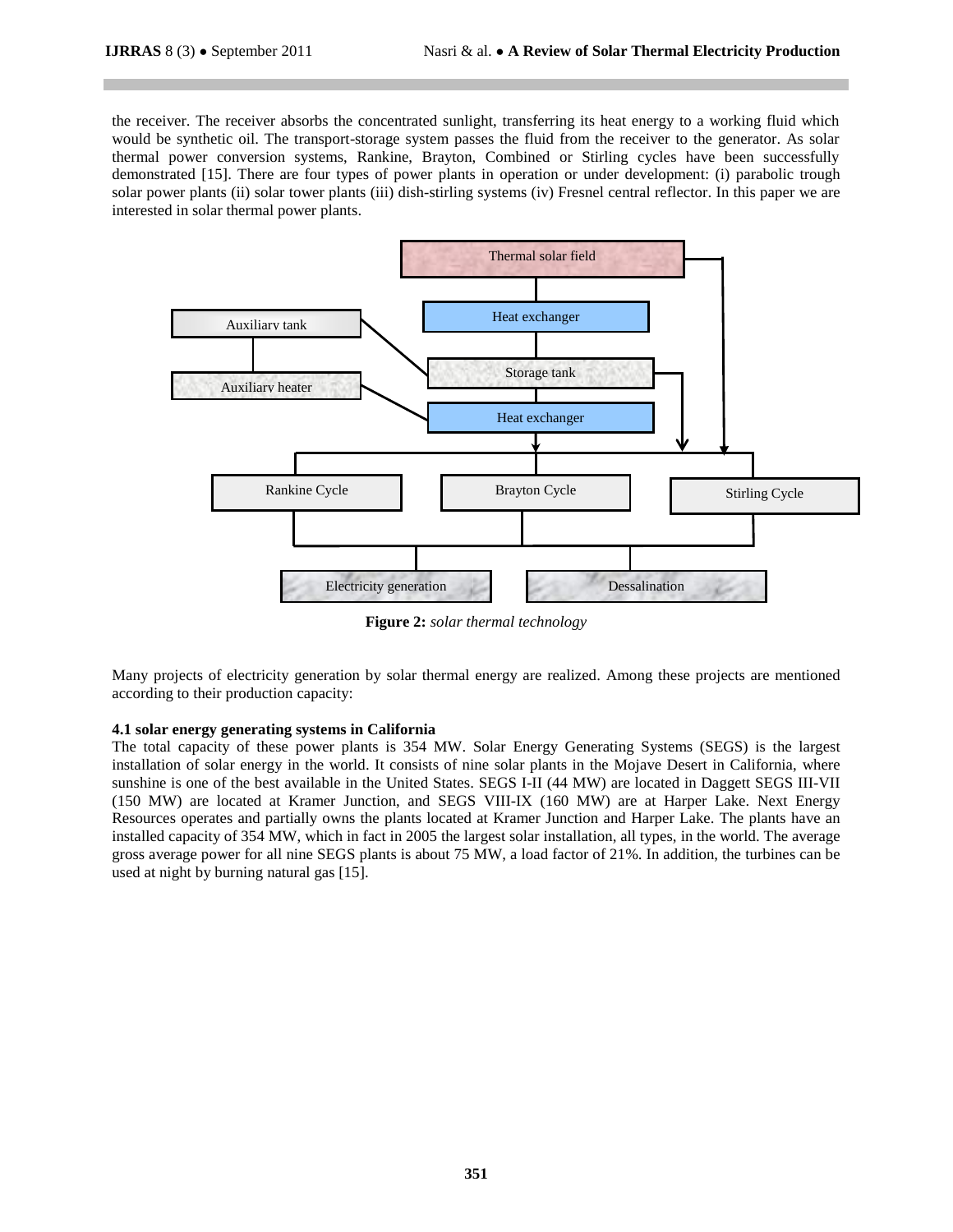the receiver. The receiver absorbs the concentrated sunlight, transferring its heat energy to a working fluid which would be synthetic oil. The transport-storage system passes the fluid from the receiver to the generator. As solar thermal power conversion systems, Rankine, Brayton, Combined or Stirling cycles have been successfully demonstrated [15]. There are four types of power plants in operation or under development: (i) parabolic trough solar power plants (ii) solar tower plants (iii) dish-stirling systems (iv) Fresnel central reflector. In this paper we are interested in solar thermal power plants.

**Figure 2:** *solar thermal technology*

Many projects of electricity generation by solar thermal energy are realized. Among these projects are mentioned according to their production capacity:

#### 4.1 solar energy generating systems in California

The total capacity of these power plants is 354 MW. Solar Energy Generating Systems (SEGS) is the largest installation of solar energy in the world. It consists of nine solar plants in the Mojave Desert in California, where sunshine is one of the best available in the United States. SEGS I-II (44 MW) are located in Daggett SEGS III-VII (150 MW) are located at Kramer Junction, and SEGS VIII-IX (160 MW) are at Harper Lake. Next Energy Resources operates and partially owns the plants located at Kramer Junction and Harper Lake. The plants have an installed capacity of 354 MW, which in fact in 2005 the largest solar installation, all types, in the world. The average gross average power for all nine SEGS plants is about 75 MW, a load factor of 21%. In addition, the turbines can be used at night by burning natural gas [15].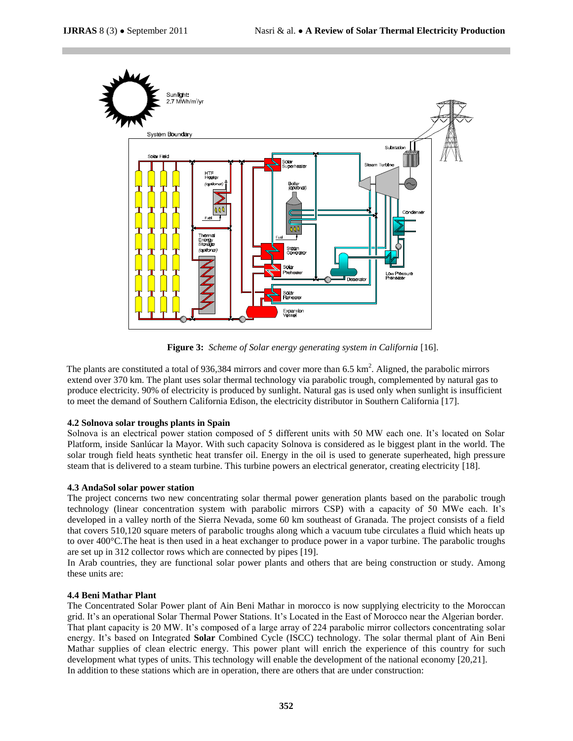**Figure 3:** *Scheme of Solar energy generating system in California* [16].

The plants are constituted a total of 936,384 mirrors and cover more than 6.5 $km^2$. Aligned, the parabolic mirrors extend over 370 km. The plant uses solar thermal technology via parabolic trough, complemented by natural gas to produce electricity. 90% of electricity is produced by sunlight. Natural gas is used only when sunlight is insufficient to meet the demand of Southern California Edison, the electricity distributor in Southern California [17].

### 4.2 Solnova solar troughs plants in Spain

Solnova is an electrical power station composed of 5 different units with 50 MW each one. It's located on Solar Platform, inside Sanlúcar la Mayor. With such capacity Solnova is considered as le biggest plant in the world. The solar trough field heats synthetic heat transfer oil. Energy in the oil is used to generate superheated, high pressure steam that is delivered to a steam turbine. This turbine powers an electrical generator, creating electricity [18].

### 4.3 AndaSol solar power station

The project concerns two new concentrating solar thermal power generation plants based on the parabolic trough technology (linear concentration system with parabolic mirrors CSP) with a capacity of 50 MWe each. It's developed in a valley north of the Sierra Nevada, some 60 km southeast of Granada. The project consists of a field that covers 510,120 square meters of parabolic troughs along which a vacuum tube circulates a fluid which heats up to over 400°C.The heat is then used in a heat exchanger to produce power in a vapor turbine. The parabolic troughs are set up in 312 collector rows which are connected by pipes [19].

In Arab countries, they are functional solar power plants and others that are being construction or study. Among these units are:

### 4.4 Beni Mathar Plant

The Concentrated Solar Power plant of Ain Beni Mathar in morocco is now supplying electricity to the Moroccan grid. It's an operational Solar Thermal Power Stations. It's Located in the East of Morocco near the Algerian border. That plant capacity is 20 MW. It's composed of a large array of 224 parabolic mirror collectors concentrating solar energy. It's based on Integrated **Solar** Combined Cycle (ISCC) technology. The solar thermal plant of Ain Beni Mathar supplies of clean electric energy. This power plant will enrich the experience of this country for such development what types of units. This technology will enable the development of the national economy [20,21].

In addition to these stations which are in operation, there are others that are under construction: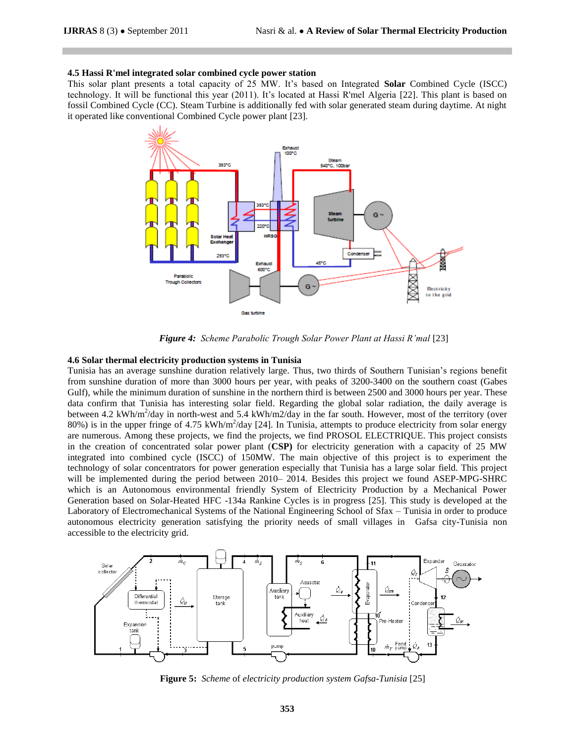### 4.5 Hassi R'mel integrated solar combined cycle power station

This solar plant presents a total capacity of 25 MW. It's based on Integrated **Solar** Combined Cycle (ISCC) technology. It will be functional this year (2011). It's located at Hassi R'mel Algeria [22]. This plant is based on fossil Combined Cycle (CC). Steam Turbine is additionally fed with solar generated steam during daytime. At night it operated like conventional Combined Cycle power plant [23].

***Figure 4:*** *Scheme Parabolic Trough Solar Power Plant at Hassi R'mal* [23]

### 4.6 Solar thermal electricity production systems in Tunisia

Tunisia has an average sunshine duration relatively large. Thus, two thirds of Southern Tunisian's regions benefit from sunshine duration of more than 3000 hours per year, with peaks of 3200-3400 on the southern coast (Gabes Gulf), while the minimum duration of sunshine in the northern third is between 2500 and 3000 hours per year. These data confirm that Tunisia has interesting solar field. Regarding the global solar radiation, the daily average is between 4.2 kWh/m$^2$/day in north-west and 5.4 kWh/m2/day in the far south. However, most of the territory (over 80%) is in the upper fringe of 4.75 kWh/m$^2$/day [24]. In Tunisia, attempts to produce electricity from solar energy are numerous. Among these projects, we find the projects, we find PROSOL ELECTRIQUE. This project consists in the creation of concentrated solar power plant (**CSP)** for electricity generation with a capacity of 25 MW integrated into combined cycle (ISCC) of 150MW. The main objective of this project is to experiment the technology of solar concentrators for power generation especially that Tunisia has a large solar field. This project will be implemented during the period between 2010– 2014. Besides this project we found ASEP-MPG-SHRC which is an Autonomous environmental friendly System of Electricity Production by a Mechanical Power Generation based on Solar-Heated HFC -134a Rankine Cycles is in progress [25]. This study is developed at the Laboratory of Electromechanical Systems of the National Engineering School of Sfax – Tunisia in order to produce autonomous electricity generation satisfying the priority needs of small villages in Gafsa city-Tunisia non accessible to the electricity grid.

**Figure 5:** *Scheme* of *electricity production system Gafsa-Tunisia* [25]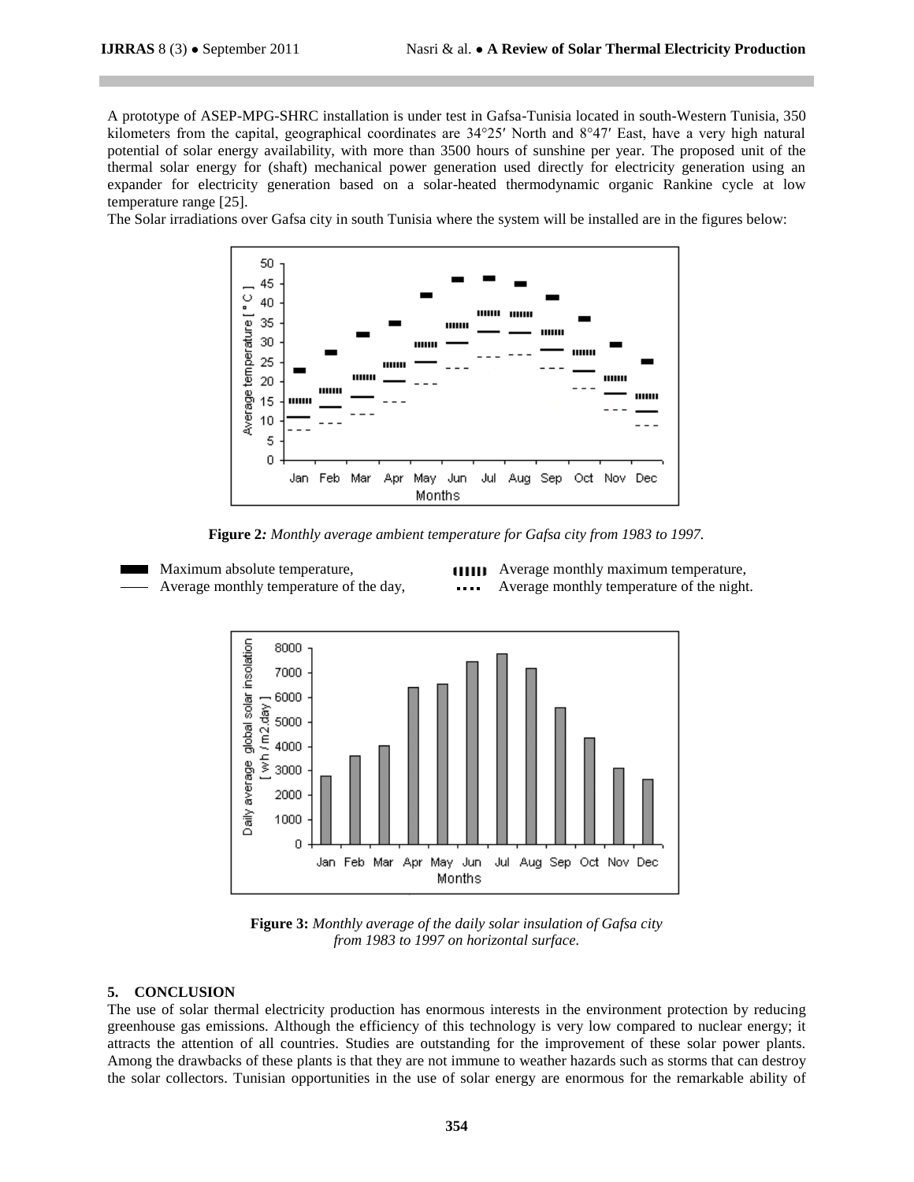A prototype of ASEP-MPG-SHRC installation is under test in Gafsa-Tunisia located in south-Western Tunisia, 350 kilometers from the capital, geographical coordinates are 34°25′ North and 8°47′ East, have a very high natural potential of solar energy availability, with more than 3500 hours of sunshine per year. The proposed unit of the thermal solar energy for (shaft) mechanical power generation used directly for electricity generation using an expander for electricity generation based on a solar-heated thermodynamic organic Rankine cycle at low temperature range [25].

The Solar irradiations over Gafsa city in south Tunisia where the system will be installed are in the figures below:

**Figure 2***: Monthly average ambient temperature for Gafsa city from 1983 to 1997.*

Maximum absolute temperature, Average monthly maximum temperature, Average monthly temperature of the day, Average monthly temperature of the night.

**Figure 3:** *Monthly average of the daily solar insulation of Gafsa city from 1983 to 1997 on horizontal surface.*

## 5. CONCLUSION

The use of solar thermal electricity production has enormous interests in the environment protection by reducing greenhouse gas emissions. Although the efficiency of this technology is very low compared to nuclear energy; it attracts the attention of all countries. Studies are outstanding for the improvement of these solar power plants. Among the drawbacks of these plants is that they are not immune to weather hazards such as storms that can destroy the solar collectors. Tunisian opportunities in the use of solar energy are enormous for the remarkable ability of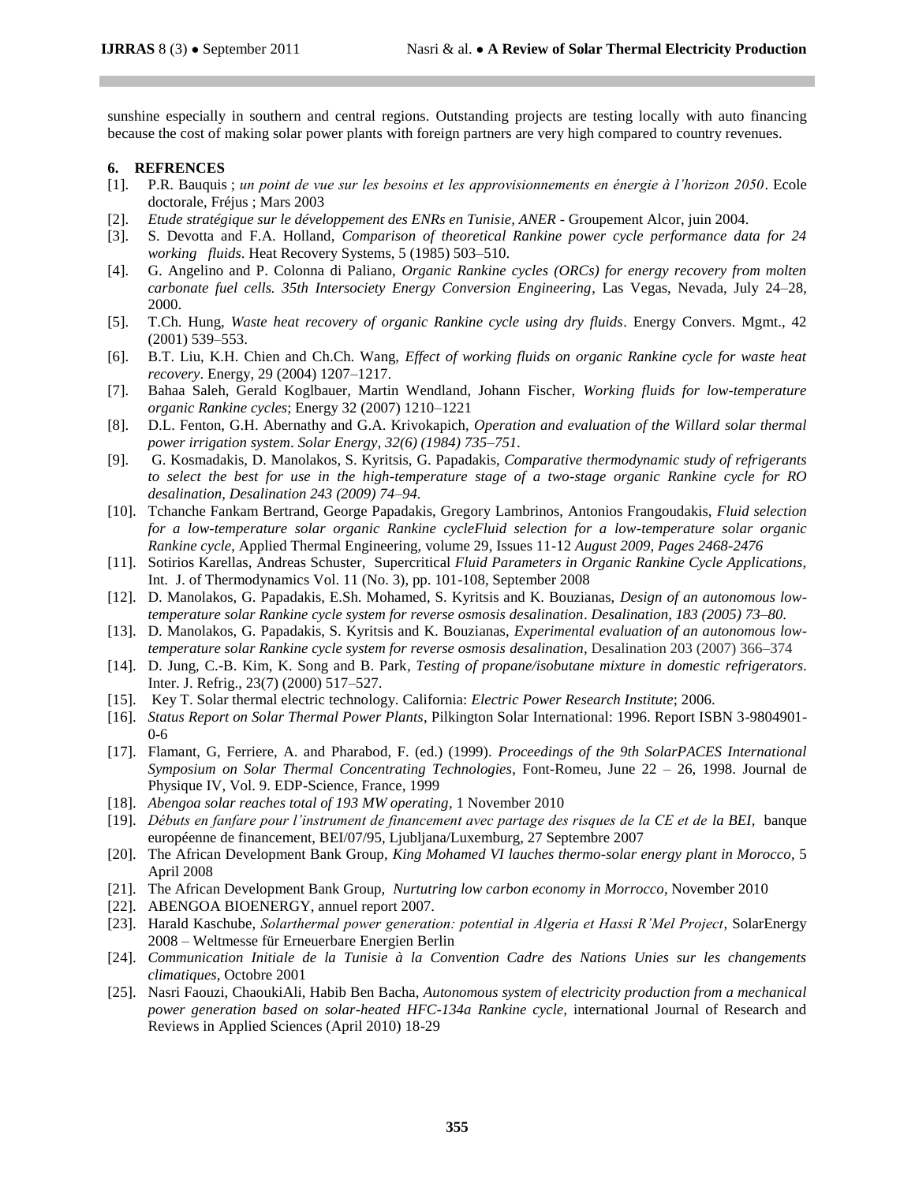sunshine especially in southern and central regions. Outstanding projects are testing locally with auto financing because the cost of making solar power plants with foreign partners are very high compared to country revenues.

## 6. REFRENCES

[1]. P.R. Bauquis ; *un point de vue sur les besoins et les approvisionnements en énergie à l'horizon 2050*. Ecole doctorale, Fréjus ; Mars 2003

[2]. *Etude stratégique sur le développement des ENRs en Tunisie, ANER* - Groupement Alcor, juin 2004.

[3]. S. Devotta and F.A. Holland, *Comparison of theoretical Rankine power cycle performance data for 24 working fluids*. Heat Recovery Systems, 5 (1985) 503–510.

[4]. G. Angelino and P. Colonna di Paliano, *Organic Rankine cycles (ORCs) for energy recovery from molten carbonate fuel cells. 35th Intersociety Energy Conversion Engineering*, Las Vegas, Nevada, July 24–28, 2000.

[5]. T.Ch. Hung, *Waste heat recovery of organic Rankine cycle using dry fluids*. Energy Convers. Mgmt., 42 (2001) 539–553.

[6]. B.T. Liu, K.H. Chien and Ch.Ch. Wang, *Effect of working fluids on organic Rankine cycle for waste heat recovery*. Energy, 29 (2004) 1207–1217.

[7]. Bahaa Saleh, Gerald Koglbauer, Martin Wendland, Johann Fischer, *Working fluids for low-temperature organic Rankine cycles*; Energy 32 (2007) 1210–1221

[8]. D.L. Fenton, G.H. Abernathy and G.A. Krivokapich, *Operation and evaluation of the Willard solar thermal power irrigation system*. *Solar Energy, 32(6) (1984) 735–751.*

[9]. G. Kosmadakis, D. Manolakos, S. Kyritsis, G. Papadakis, *Comparative thermodynamic study of refrigerants to select the best for use in the high-temperature stage of a two-stage organic Rankine cycle for RO desalination, Desalination 243 (2009) 74–94.*

[10]. Tchanche Fankam Bertrand, George Papadakis, Gregory Lambrinos, Antonios Frangoudakis, *Fluid selection for a low-temperature solar organic Rankine cycleFluid selection for a low-temperature solar organic Rankine cycle*, Applied Thermal Engineering, volume 29, Issues 11-12 *August 2009, Pages 2468-2476*

[11]. Sotirios Karellas, Andreas Schuster, Supercritical *Fluid Parameters in Organic Rankine Cycle Applications,* Int. J. of Thermodynamics Vol. 11 (No. 3), pp. 101-108, September 2008

[12]. D. Manolakos, G. Papadakis, E.Sh. Mohamed, S. Kyritsis and K. Bouzianas, *Design of an autonomous low-temperature solar Rankine cycle system for reverse osmosis desalination*. *Desalination, 183 (2005) 73–80.*

[13]. D. Manolakos, G. Papadakis, S. Kyritsis and K. Bouzianas, *Experimental evaluation of an autonomous low-temperature solar Rankine cycle system for reverse osmosis desalination,* Desalination 203 (2007) 366–374

[14]. D. Jung, C.-B. Kim, K. Song and B. Park, *Testing of propane/isobutane mixture in domestic refrigerators.* Inter. J. Refrig., 23(7) (2000) 517–527.

[15]. Key T. Solar thermal electric technology. California: *Electric Power Research Institute*; 2006.

[16]. *Status Report on Solar Thermal Power Plants*, Pilkington Solar International: 1996. Report ISBN 3-9804901-0-6

[17]. Flamant, G, Ferriere, A. and Pharabod, F. (ed.) (1999). *Proceedings of the 9th SolarPACES International Symposium on Solar Thermal Concentrating Technologies*, Font-Romeu, June 22 – 26, 1998. Journal de Physique IV, Vol. 9. EDP-Science, France, 1999

[18]. *Abengoa solar reaches total of 193 MW operating*, 1 November 2010

[19]. *Débuts en fanfare pour l'instrument de financement avec partage des risques de la CE et de la BEI*, banque européenne de financement, BEI/07/95, Ljubljana/Luxemburg, 27 Septembre 2007

[20]. The African Development Bank Group, *King Mohamed VI lauches thermo-solar energy plant in Morocco*, 5 April 2008

[21]. The African Development Bank Group, *Nurtutring low carbon economy in Morrocco*, November 2010

[22]. ABENGOA BIOENERGY, annuel report 2007.

[23]. Harald Kaschube, *Solarthermal power generation: potential in Algeria et Hassi R'Mel Project*, SolarEnergy 2008 – Weltmesse für Erneuerbare Energien Berlin

[24]. *Communication Initiale de la Tunisie à la Convention Cadre des Nations Unies sur les changements climatiques*, Octobre 2001

[25]. Nasri Faouzi, ChaoukiAli, Habib Ben Bacha, *Autonomous system of electricity production from a mechanical power generation based on solar-heated HFC-134a Rankine cycle*, international Journal of Research and Reviews in Applied Sciences (April 2010) 18-29